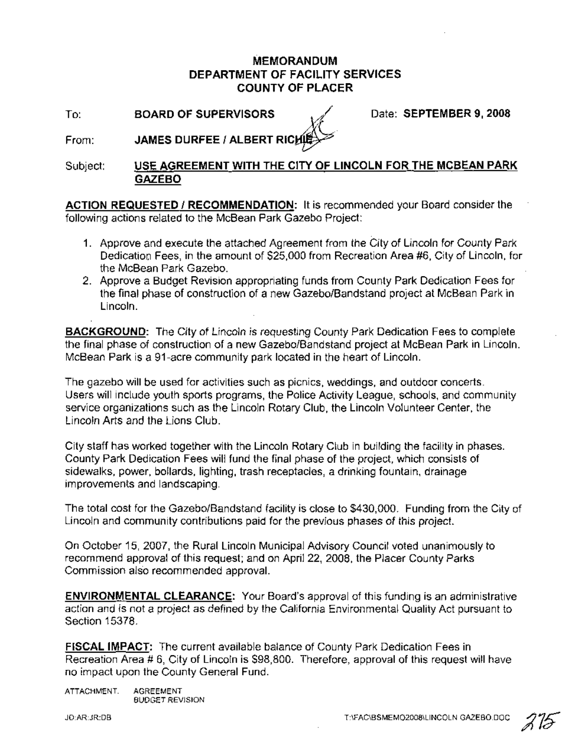# MEMORANDUM
# DEPARTMENT OF FACILITY SERVICES
# COUNTY OF PLACER

To: **BOARD OF SUPERVISORS** Date: **SEPTEMBER 9, 2008**

From: **JAMES DURFEE / ALBERT RICHIE**

Subject: **USE AGREEMENT WITH THE CITY OF LINCOLN FOR THE MCBEAN PARK GAZEBO**

**ACTION REQUESTED / RECOMMENDATION:** It is recommended your Board consider the following actions related to the McBean Park Gazebo Project:

1. Approve and execute the attached Agreement from the City of Lincoln for County Park Dedication Fees, in the amount of $25,000 from Recreation Area #6, City of Lincoln, for the McBean Park Gazebo.
2. Approve a Budget Revision appropriating funds from County Park Dedication Fees for the final phase of construction of a new Gazebo/Bandstand project at McBean Park in Lincoln.

**BACKGROUND:** The City of Lincoln is requesting County Park Dedication Fees to complete the final phase of construction of a new Gazebo/Bandstand project at McBean Park in Lincoln. McBean Park is a 91-acre community park located in the heart of Lincoln.

The gazebo will be used for activities such as picnics, weddings, and outdoor concerts. Users will include youth sports programs, the Police Activity League, schools, and community service organizations such as the Lincoln Rotary Club, the Lincoln Volunteer Center, the Lincoln Arts and the Lions Club.

City staff has worked together with the Lincoln Rotary Club in building the facility in phases. County Park Dedication Fees will fund the final phase of the project, which consists of sidewalks, power, bollards, lighting, trash receptacles, a drinking fountain, drainage improvements and landscaping.

The total cost for the Gazebo/Bandstand facility is close to $430,000. Funding from the City of Lincoln and community contributions paid for the previous phases of this project.

On October 15, 2007, the Rural Lincoln Municipal Advisory Council voted unanimously to recommend approval of this request; and on April 22, 2008, the Placer County Parks Commission also recommended approval.

**ENVIRONMENTAL CLEARANCE:** Your Board's approval of this funding is an administrative action and is not a project as defined by the California Environmental Quality Act pursuant to Section 15378.

**FISCAL IMPACT:** The current available balance of County Park Dedication Fees in Recreation Area # 6, City of Lincoln is $98,800. Therefore, approval of this request will have no impact upon the County General Fund.

ATTACHMENT. AGREEMENT
BUDGET REVISION

JD:AR:JR:DB T:\FAC\BSMEMO2008\LINCOLN GAZEBO.DOC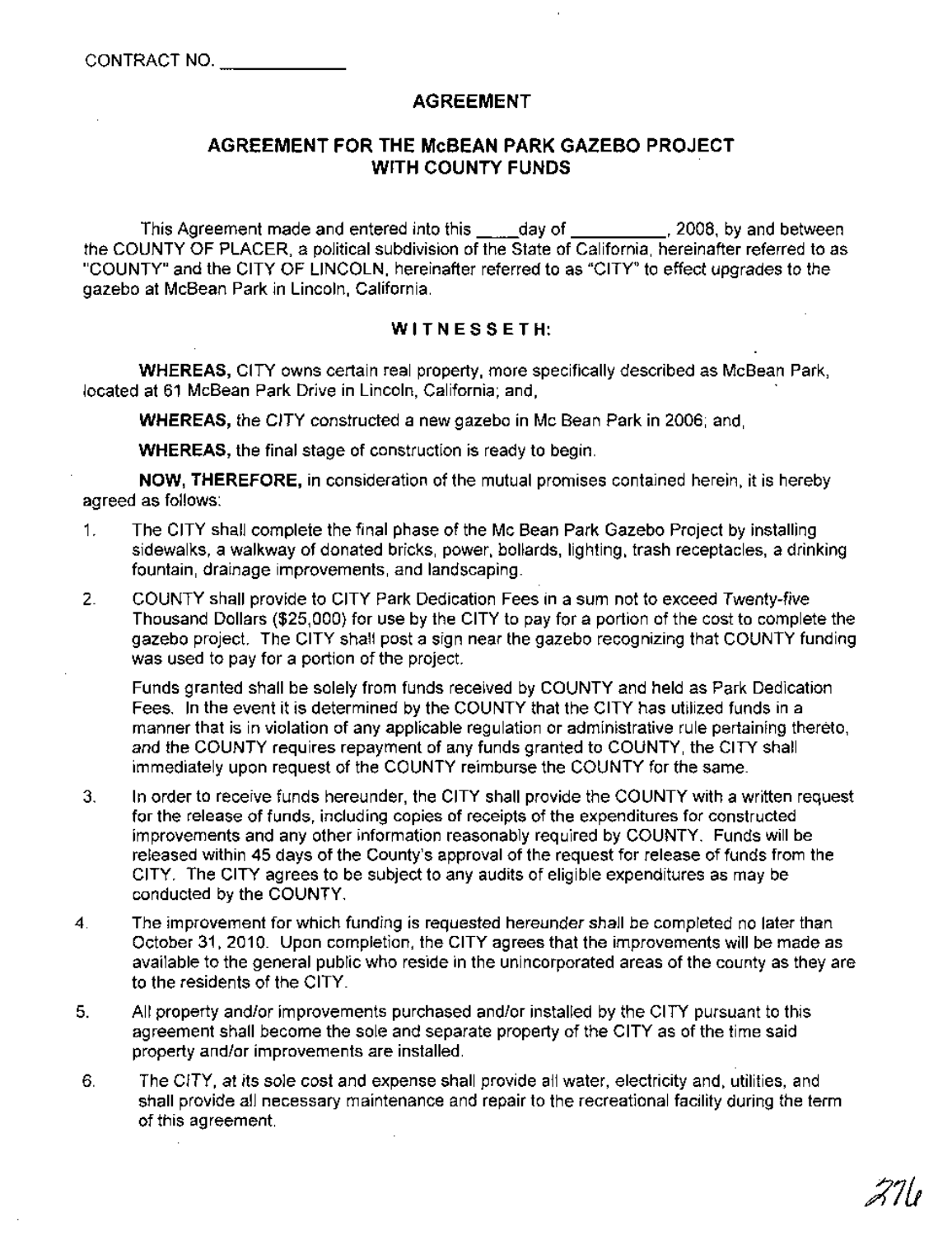CONTRACT NO. ____________

## AGREEMENT

## AGREEMENT FOR THE McBEAN PARK GAZEBO PROJECT WITH COUNTY FUNDS

This Agreement made and entered into this ____day of __________, 2008, by and between the COUNTY OF PLACER, a political subdivision of the State of California, hereinafter referred to as "COUNTY" and the CITY OF LINCOLN, hereinafter referred to as "CITY" to effect upgrades to the gazebo at McBean Park in Lincoln, California.

**WITNESSETH:**

**WHEREAS,** CITY owns certain real property, more specifically described as McBean Park, located at 61 McBean Park Drive in Lincoln, California; and,

**WHEREAS,** the CITY constructed a new gazebo in Mc Bean Park in 2006; and,

**WHEREAS,** the final stage of construction is ready to begin.

**NOW, THEREFORE,** in consideration of the mutual promises contained herein, it is hereby agreed as follows:

1. The CITY shall complete the final phase of the Mc Bean Park Gazebo Project by installing sidewalks, a walkway of donated bricks, power, bollards, lighting, trash receptacles, a drinking fountain, drainage improvements, and landscaping.

2. COUNTY shall provide to CITY Park Dedication Fees in a sum not to exceed Twenty-five Thousand Dollars ($25,000) for use by the CITY to pay for a portion of the cost to complete the gazebo project. The CITY shall post a sign near the gazebo recognizing that COUNTY funding was used to pay for a portion of the project.

   Funds granted shall be solely from funds received by COUNTY and held as Park Dedication Fees. In the event it is determined by the COUNTY that the CITY has utilized funds in a manner that is in violation of any applicable regulation or administrative rule pertaining thereto, and the COUNTY requires repayment of any funds granted to COUNTY, the CITY shall immediately upon request of the COUNTY reimburse the COUNTY for the same.

3. In order to receive funds hereunder, the CITY shall provide the COUNTY with a written request for the release of funds, including copies of receipts of the expenditures for constructed improvements and any other information reasonably required by COUNTY. Funds will be released within 45 days of the County's approval of the request for release of funds from the CITY. The CITY agrees to be subject to any audits of eligible expenditures as may be conducted by the COUNTY.

4. The improvement for which funding is requested hereunder shall be completed no later than October 31, 2010. Upon completion, the CITY agrees that the improvements will be made as available to the general public who reside in the unincorporated areas of the county as they are to the residents of the CITY.

5. All property and/or improvements purchased and/or installed by the CITY pursuant to this agreement shall become the sole and separate property of the CITY as of the time said property and/or improvements are installed.

6. The CITY, at its sole cost and expense shall provide all water, electricity and, utilities, and shall provide all necessary maintenance and repair to the recreational facility during the term of this agreement.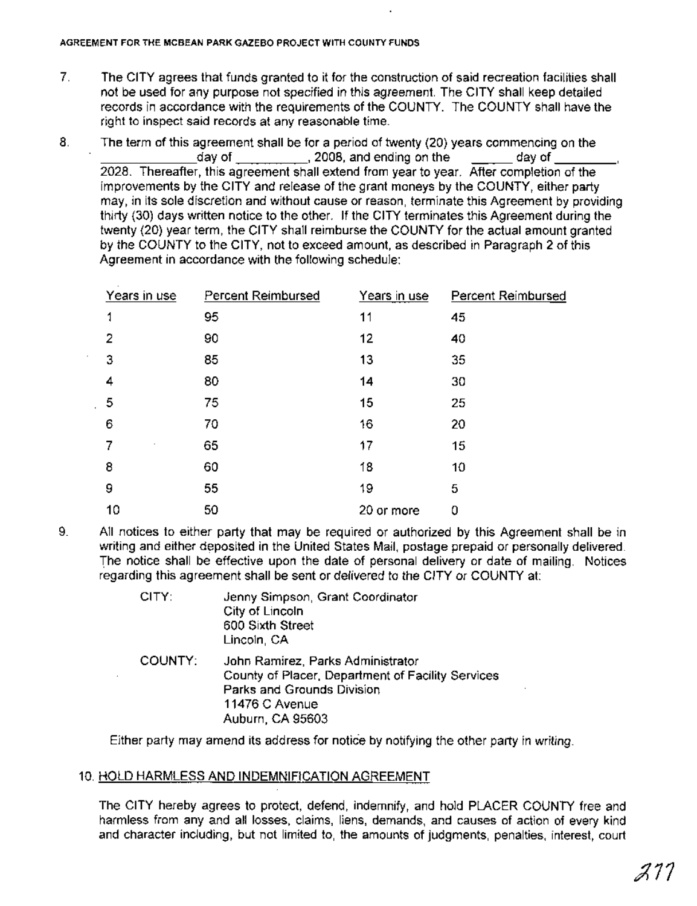7. The CITY agrees that funds granted to it for the construction of said recreation facilities shall not be used for any purpose not specified in this agreement. The CITY shall keep detailed records in accordance with the requirements of the COUNTY. The COUNTY shall have the right to inspect said records at any reasonable time.

8. The term of this agreement shall be for a period of twenty (20) years commencing on the ____________day of __________, 2008, and ending on the ______ day of _________, 2028. Thereafter, this agreement shall extend from year to year. After completion of the improvements by the CITY and release of the grant moneys by the COUNTY, either party may, in its sole discretion and without cause or reason, terminate this Agreement by providing thirty (30) days written notice to the other. If the CITY terminates this Agreement during the twenty (20) year term, the CITY shall reimburse the COUNTY for the actual amount granted by the COUNTY to the CITY, not to exceed amount, as described in Paragraph 2 of this Agreement in accordance with the following schedule:

| Years in use | Percent Reimbursed | Years in use | Percent Reimbursed |
|---|---|---|---|
| 1 | 95 | 11 | 45 |
| 2 | 90 | 12 | 40 |
| 3 | 85 | 13 | 35 |
| 4 | 80 | 14 | 30 |
| 5 | 75 | 15 | 25 |
| 6 | 70 | 16 | 20 |
| 7 | 65 | 17 | 15 |
| 8 | 60 | 18 | 10 |
| 9 | 55 | 19 | 5 |
| 10 | 50 | 20 or more | 0 |

9. All notices to either party that may be required or authorized by this Agreement shall be in writing and either deposited in the United States Mail, postage prepaid or personally delivered. The notice shall be effective upon the date of personal delivery or date of mailing. Notices regarding this agreement shall be sent or delivered to the CITY or COUNTY at:

   CITY: Jenny Simpson, Grant Coordinator
   City of Lincoln
   600 Sixth Street
   Lincoln, CA

   COUNTY: John Ramirez, Parks Administrator
   County of Placer, Department of Facility Services
   Parks and Grounds Division
   11476 C Avenue
   Auburn, CA 95603

   Either party may amend its address for notice by notifying the other party in writing.

10. HOLD HARMLESS AND INDEMNIFICATION AGREEMENT

   The CITY hereby agrees to protect, defend, indemnify, and hold PLACER COUNTY free and harmless from any and all losses, claims, liens, demands, and causes of action of every kind and character including, but not limited to, the amounts of judgments, penalties, interest, court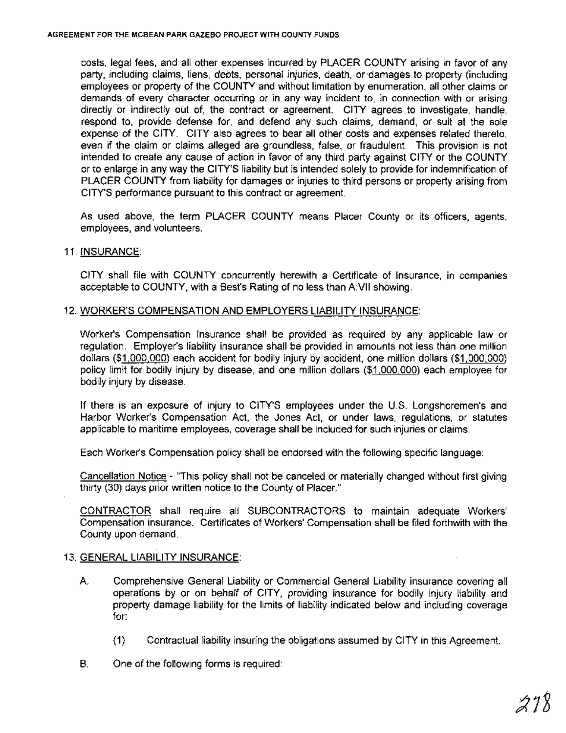costs, legal fees, and all other expenses incurred by PLACER COUNTY arising in favor of any party, including claims, liens, debts, personal injuries, death, or damages to property (including employees or property of the COUNTY and without limitation by enumeration, all other claims or demands of every character occurring or in any way incident to, in connection with or arising directly or indirectly out of, the contract or agreement. CITY agrees to investigate, handle, respond to, provide defense for, and defend any such claims, demand, or suit at the sole expense of the CITY. CITY also agrees to bear all other costs and expenses related thereto, even if the claim or claims alleged are groundless, false, or fraudulent. This provision is not intended to create any cause of action in favor of any third party against CITY or the COUNTY or to enlarge in any way the CITY'S liability but is intended solely to provide for indemnification of PLACER COUNTY from liability for damages or injuries to third persons or property arising from CITY'S performance pursuant to this contract or agreement.

As used above, the term PLACER COUNTY means Placer County or its officers, agents, employees, and volunteers.

11. INSURANCE:

CITY shall file with COUNTY concurrently herewith a Certificate of Insurance, in companies acceptable to COUNTY, with a Best's Rating of no less than A:VII showing.

12. WORKER'S COMPENSATION AND EMPLOYERS LIABILITY INSURANCE:

Worker's Compensation Insurance shall be provided as required by any applicable law or regulation. Employer's liability insurance shall be provided in amounts not less than one million dollars ($1,000,000) each accident for bodily injury by accident, one million dollars ($1,000,000) policy limit for bodily injury by disease, and one million dollars ($1,000,000) each employee for bodily injury by disease.

If there is an exposure of injury to CITY'S employees under the U.S. Longshoremen's and Harbor Worker's Compensation Act, the Jones Act, or under laws, regulations, or statutes applicable to maritime employees, coverage shall be included for such injuries or claims.

Each Worker's Compensation policy shall be endorsed with the following specific language:

Cancellation Notice - "This policy shall not be canceled or materially changed without first giving thirty (30) days prior written notice to the County of Placer."

CONTRACTOR shall require all SUBCONTRACTORS to maintain adequate Workers' Compensation insurance. Certificates of Workers' Compensation shall be filed forthwith with the County upon demand.

13. GENERAL LIABILITY INSURANCE:

A. Comprehensive General Liability or Commercial General Liability insurance covering all operations by or on behalf of CITY, providing insurance for bodily injury liability and property damage liability for the limits of liability indicated below and including coverage for:

   (1) Contractual liability insuring the obligations assumed by CITY in this Agreement.

B. One of the following forms is required: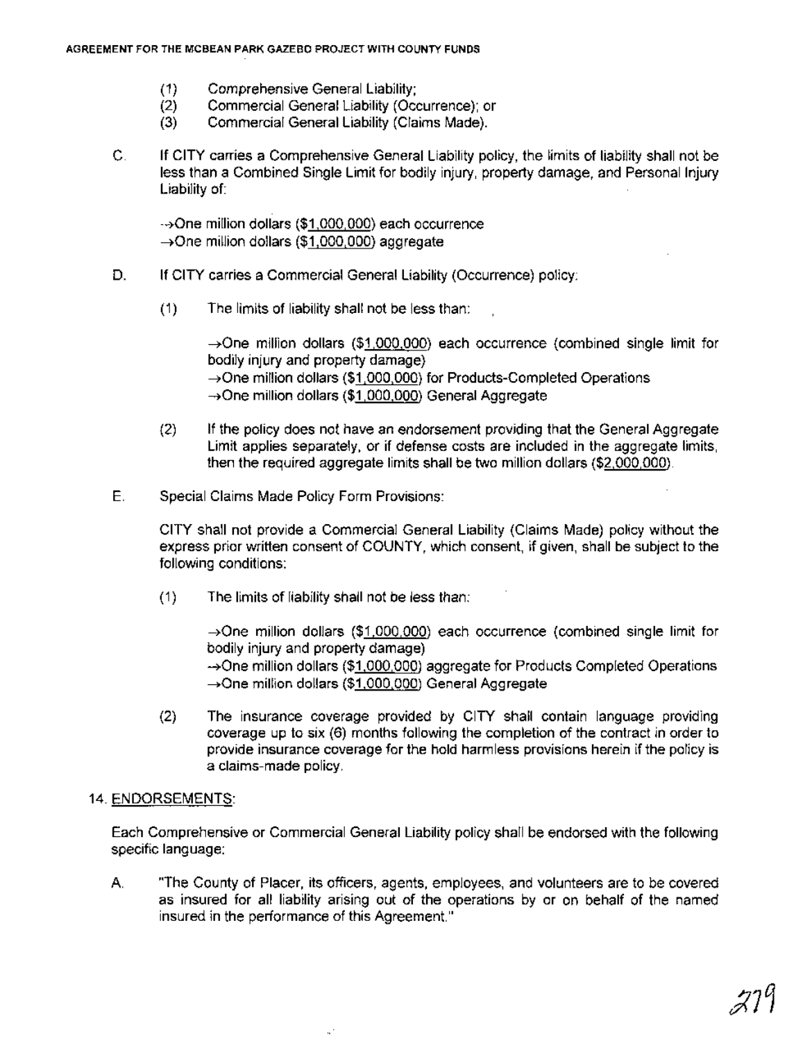(1) Comprehensive General Liability;
(2) Commercial General Liability (Occurrence); or
(3) Commercial General Liability (Claims Made).

C. If CITY carries a Comprehensive General Liability policy, the limits of liability shall not be less than a Combined Single Limit for bodily injury, property damage, and Personal Injury Liability of:

→One million dollars ($1,000,000) each occurrence
→One million dollars ($1,000,000) aggregate

D. If CITY carries a Commercial General Liability (Occurrence) policy:

(1) The limits of liability shall not be less than:

→One million dollars ($1,000,000) each occurrence (combined single limit for bodily injury and property damage)
→One million dollars ($1,000,000) for Products-Completed Operations
→One million dollars ($1,000,000) General Aggregate

(2) If the policy does not have an endorsement providing that the General Aggregate Limit applies separately, or if defense costs are included in the aggregate limits, then the required aggregate limits shall be two million dollars ($2,000,000).

E. Special Claims Made Policy Form Provisions:

CITY shall not provide a Commercial General Liability (Claims Made) policy without the express prior written consent of COUNTY, which consent, if given, shall be subject to the following conditions:

(1) The limits of liability shall not be less than:

→One million dollars ($1,000,000) each occurrence (combined single limit for bodily injury and property damage)
→One million dollars ($1,000,000) aggregate for Products Completed Operations
→One million dollars ($1,000,000) General Aggregate

(2) The insurance coverage provided by CITY shall contain language providing coverage up to six (6) months following the completion of the contract in order to provide insurance coverage for the hold harmless provisions herein if the policy is a claims-made policy.

14. ENDORSEMENTS:

Each Comprehensive or Commercial General Liability policy shall be endorsed with the following specific language:

A. "The County of Placer, its officers, agents, employees, and volunteers are to be covered as insured for all liability arising out of the operations by or on behalf of the named insured in the performance of this Agreement."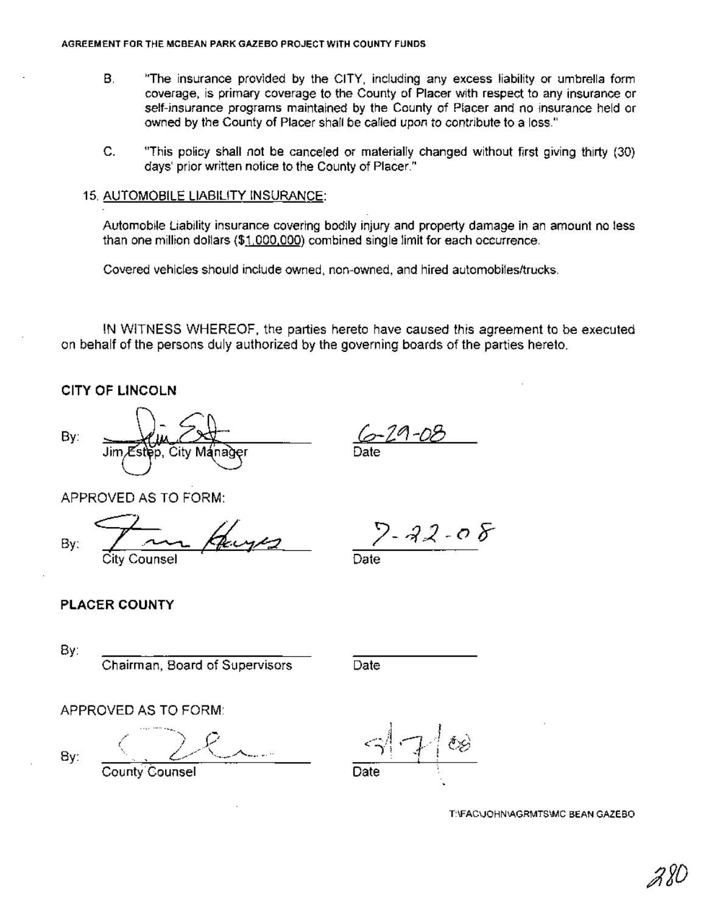B. "The insurance provided by the CITY, including any excess liability or umbrella form coverage, is primary coverage to the County of Placer with respect to any insurance or self-insurance programs maintained by the County of Placer and no insurance held or owned by the County of Placer shall be called upon to contribute to a loss."

C. "This policy shall not be canceled or materially changed without first giving thirty (30) days' prior written notice to the County of Placer."

15. AUTOMOBILE LIABILITY INSURANCE:

Automobile Liability insurance covering bodily injury and property damage in an amount no less than one million dollars ($1,000,000) combined single limit for each occurrence.

Covered vehicles should include owned, non-owned, and hired automobiles/trucks.

IN WITNESS WHEREOF, the parties hereto have caused this agreement to be executed on behalf of the persons duly authorized by the governing boards of the parties hereto.

**CITY OF LINCOLN**

By: ______________________ 6-29-08
Jim Estep, City Manager Date

APPROVED AS TO FORM:

By: ______________________ 7-22-08
City Counsel Date

**PLACER COUNTY**

By: ______________________ ____________
Chairman, Board of Supervisors Date

APPROVED AS TO FORM:

By: ______________________ 5/7/08
County Counsel Date

T:\FAC\JOHN\AGRMTS\MC BEAN GAZEBO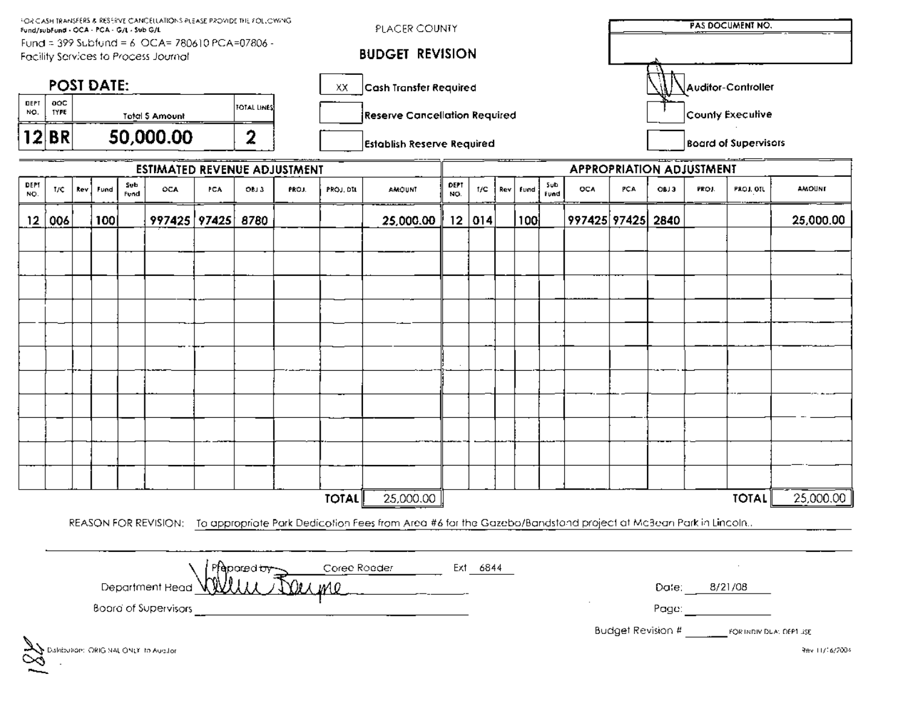FOR CASH TRANSFERS & RESERVE CANCELLATIONS PLEASE PROVIDE THE FOLLOWING
Fund/subFund - OCA - PCA - G/L - Sub G/L

Fund = 399 Subfund = 6 OCA= 780610 PCA=07806 -
Facility Services to Process Journal

PLACER COUNTY

# BUDGET REVISION

| PAS DOCUMENT NO. |
|---|
| |

## POST DATE:

| DEPT NO. | DOC TYPE | Total $ Amount | TOTAL LINES |
|---|---|---|---|
| 12 | BR | 50,000.00 | 2 |

| | |
|---|---|
| XX | Cash Transfer Required |
| | Reserve Cancellation Required |
| | Establish Reserve Required |

| | |
|---|---|
| [signature] | Auditor-Controller |
| | County Executive |
| | Board of Supervisors |

| ESTIMATED REVENUE ADJUSTMENT | | | | | | | | | | | APPROPRIATION ADJUSTMENT | | | | | | | | | | |
|---|---|---|---|---|---|---|---|---|---|---|---|---|---|---|---|---|---|---|---|---|---|
| DEPT NO. | T/C | Rev | Fund | Sub Fund | OCA | PCA | OBJ 3 | PROJ. | PROJ. DTL | AMOUNT | DEPT NO. | T/C | Rev | Fund | Sub Fund | OCA | PCA | OBJ 3 | PROJ. | PROJ. DTL | AMOUNT |
| 12 | 006 | | 100 | | 997425 | 97425 | 8780 | | | 25,000.00 | 12 | 014 | | 100 | | 997425 | 97425 | 2840 | | | 25,000.00 |
| | | | | | | | | | TOTAL | 25,000.00 | | | | | | | | | | TOTAL | 25,000.00 |

REASON FOR REVISION: To appropriate Park Dedication Fees from Area #6 for the Gazebo/Bandstand project at McBean Park in Lincoln..

Prepared by Coree Roader Ext 6844

Department Head [signature]

Date: 8/21/08

Board of Supervisors ____________________

Page: ____________

Budget Revision # ________ FOR INDIV DEA: DEPT USE

Distribution: ORIGINAL ONLY to Auditor

Rev 11/16/2004